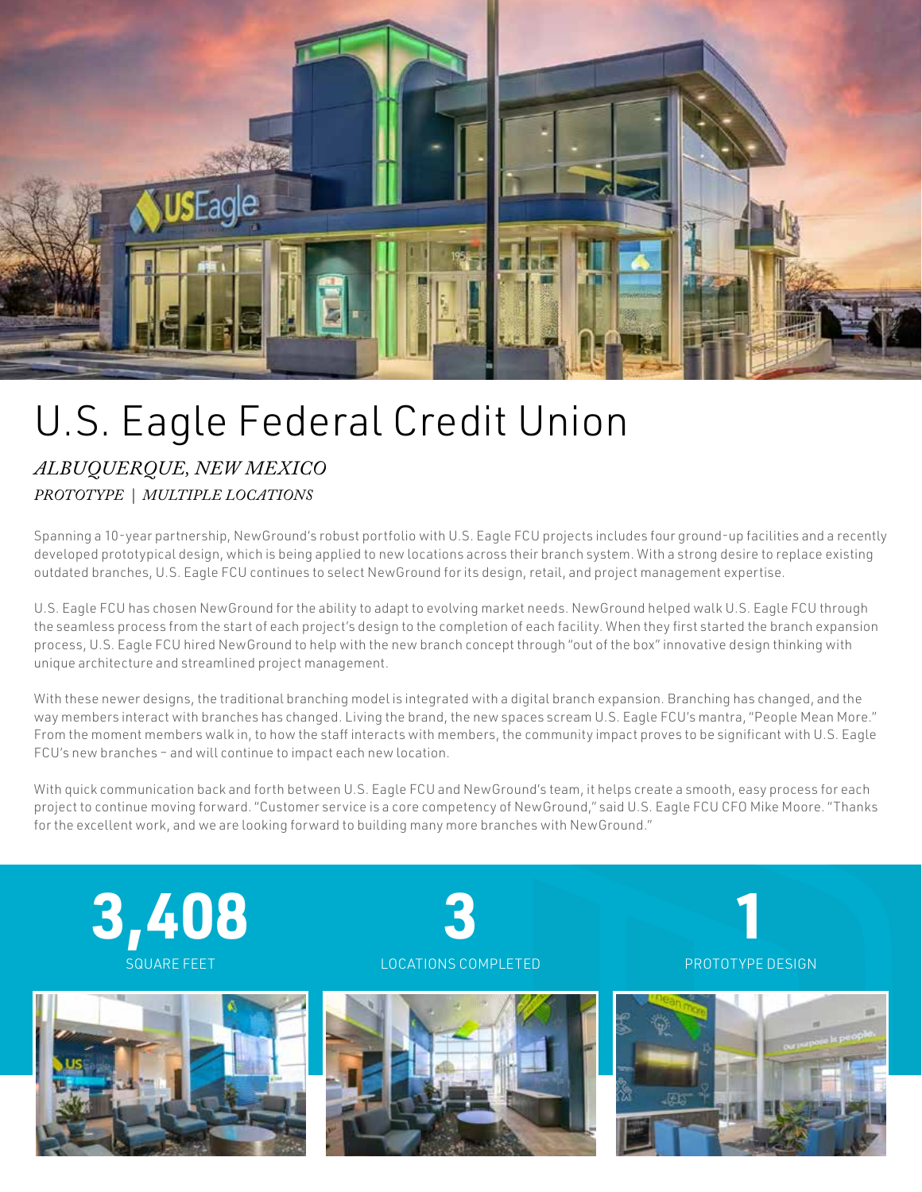# U.S. Eagle Federal Credit Union

*ALBUQUERQUE, NEW MEXICO*

*PROTOTYPE | MULTIPLE LOCATIONS*

Spanning a 10-year partnership, NewGround's robust portfolio with U.S. Eagle FCU projects includes four ground-up facilities and a recently developed prototypical design, which is being applied to new locations across their branch system. With a strong desire to replace existing outdated branches, U.S. Eagle FCU continues to select NewGround for its design, retail, and project management expertise.

U.S. Eagle FCU has chosen NewGround for the ability to adapt to evolving market needs. NewGround helped walk U.S. Eagle FCU through the seamless process from the start of each project's design to the completion of each facility. When they first started the branch expansion process, U.S. Eagle FCU hired NewGround to help with the new branch concept through "out of the box" innovative design thinking with unique architecture and streamlined project management.

With these newer designs, the traditional branching model is integrated with a digital branch expansion. Branching has changed, and the way members interact with branches has changed. Living the brand, the new spaces scream U.S. Eagle FCU's mantra, "People Mean More." From the moment members walk in, to how the staff interacts with members, the community impact proves to be significant with U.S. Eagle FCU's new branches – and will continue to impact each new location.

With quick communication back and forth between U.S. Eagle FCU and NewGround's team, it helps create a smooth, easy process for each project to continue moving forward. "Customer service is a core competency of NewGround," said U.S. Eagle FCU CFO Mike Moore. "Thanks for the excellent work, and we are looking forward to building many more branches with NewGround."

**3,408**
SQUARE FEET

**3**
LOCATIONS COMPLETED

**1**
PROTOTYPE DESIGN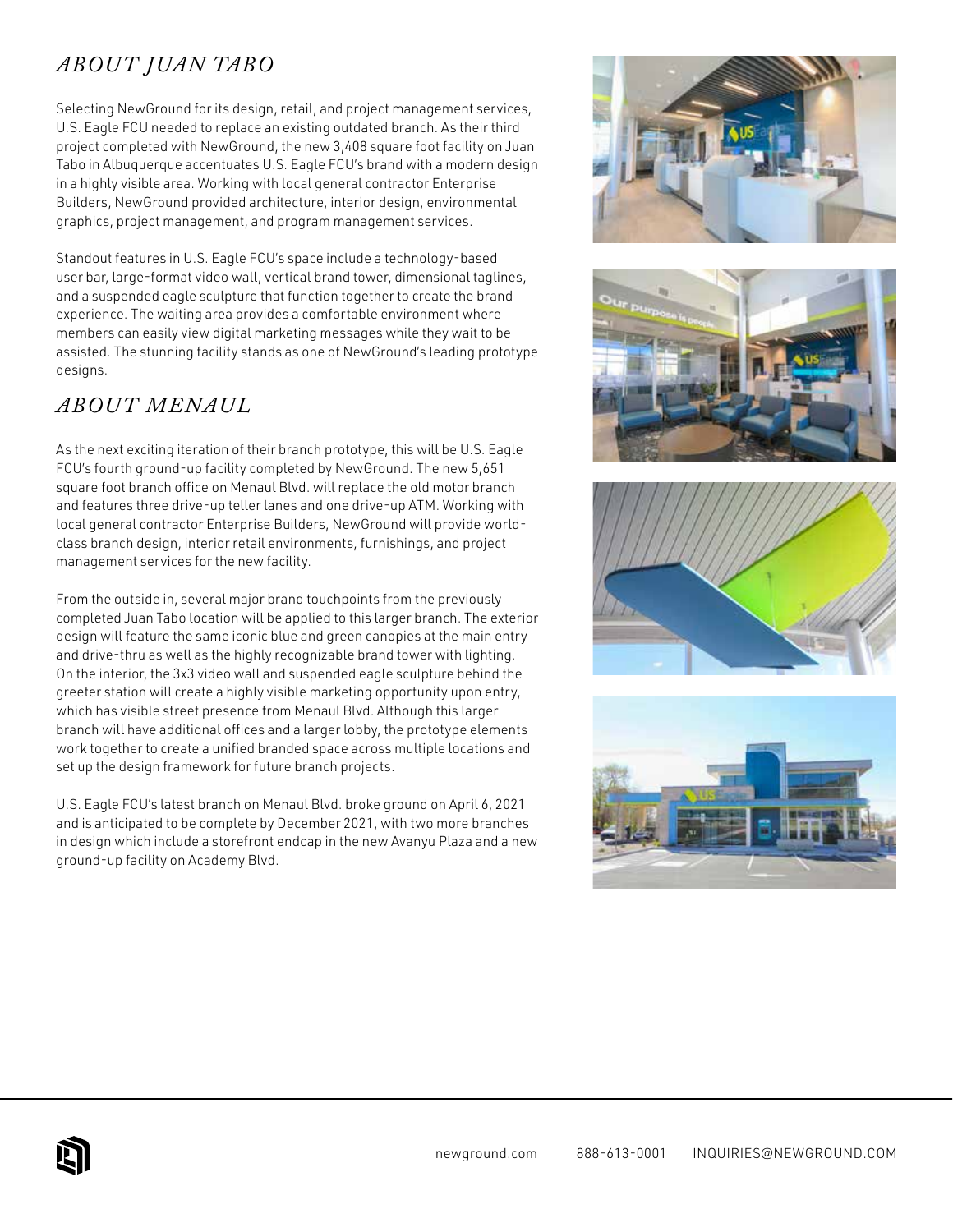## *ABOUT JUAN TABO*

Selecting NewGround for its design, retail, and project management services, U.S. Eagle FCU needed to replace an existing outdated branch. As their third project completed with NewGround, the new 3,408 square foot facility on Juan Tabo in Albuquerque accentuates U.S. Eagle FCU's brand with a modern design in a highly visible area. Working with local general contractor Enterprise Builders, NewGround provided architecture, interior design, environmental graphics, project management, and program management services.

Standout features in U.S. Eagle FCU's space include a technology-based user bar, large-format video wall, vertical brand tower, dimensional taglines, and a suspended eagle sculpture that function together to create the brand experience. The waiting area provides a comfortable environment where members can easily view digital marketing messages while they wait to be assisted. The stunning facility stands as one of NewGround's leading prototype designs.

## *ABOUT MENAUL*

As the next exciting iteration of their branch prototype, this will be U.S. Eagle FCU's fourth ground-up facility completed by NewGround. The new 5,651 square foot branch office on Menaul Blvd. will replace the old motor branch and features three drive-up teller lanes and one drive-up ATM. Working with local general contractor Enterprise Builders, NewGround will provide world-class branch design, interior retail environments, furnishings, and project management services for the new facility.

From the outside in, several major brand touchpoints from the previously completed Juan Tabo location will be applied to this larger branch. The exterior design will feature the same iconic blue and green canopies at the main entry and drive-thru as well as the highly recognizable brand tower with lighting. On the interior, the 3x3 video wall and suspended eagle sculpture behind the greeter station will create a highly visible marketing opportunity upon entry, which has visible street presence from Menaul Blvd. Although this larger branch will have additional offices and a larger lobby, the prototype elements work together to create a unified branded space across multiple locations and set up the design framework for future branch projects.

U.S. Eagle FCU's latest branch on Menaul Blvd. broke ground on April 6, 2021 and is anticipated to be complete by December 2021, with two more branches in design which include a storefront endcap in the new Avanyu Plaza and a new ground-up facility on Academy Blvd.

newground.com 888-613-0001 INQUIRIES@NEWGROUND.COM